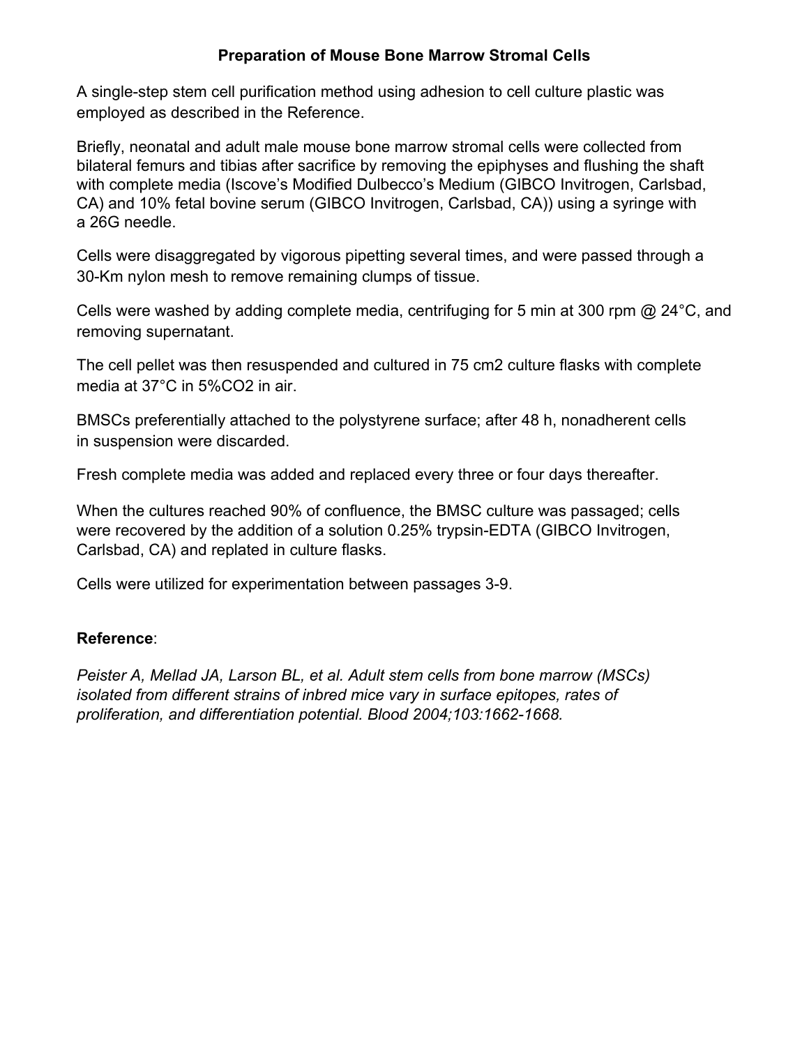**Preparation of Mouse Bone Marrow Stromal Cells**

A single-step stem cell purification method using adhesion to cell culture plastic was employed as described in the Reference.

Briefly, neonatal and adult male mouse bone marrow stromal cells were collected from bilateral femurs and tibias after sacrifice by removing the epiphyses and flushing the shaft with complete media (Iscove's Modified Dulbecco's Medium (GIBCO Invitrogen, Carlsbad, CA) and 10% fetal bovine serum (GIBCO Invitrogen, Carlsbad, CA)) using a syringe with a 26G needle.

Cells were disaggregated by vigorous pipetting several times, and were passed through a 30-Km nylon mesh to remove remaining clumps of tissue.

Cells were washed by adding complete media, centrifuging for 5 min at 300 rpm @ 24°C, and removing supernatant.

The cell pellet was then resuspended and cultured in 75 cm2 culture flasks with complete media at 37°C in 5%CO2 in air.

BMSCs preferentially attached to the polystyrene surface; after 48 h, nonadherent cells in suspension were discarded.

Fresh complete media was added and replaced every three or four days thereafter.

When the cultures reached 90% of confluence, the BMSC culture was passaged; cells were recovered by the addition of a solution 0.25% trypsin-EDTA (GIBCO Invitrogen, Carlsbad, CA) and replated in culture flasks.

Cells were utilized for experimentation between passages 3-9.

**Reference**:

*Peister A, Mellad JA, Larson BL, et al. Adult stem cells from bone marrow (MSCs) isolated from different strains of inbred mice vary in surface epitopes, rates of proliferation, and differentiation potential. Blood 2004;103:1662-1668.*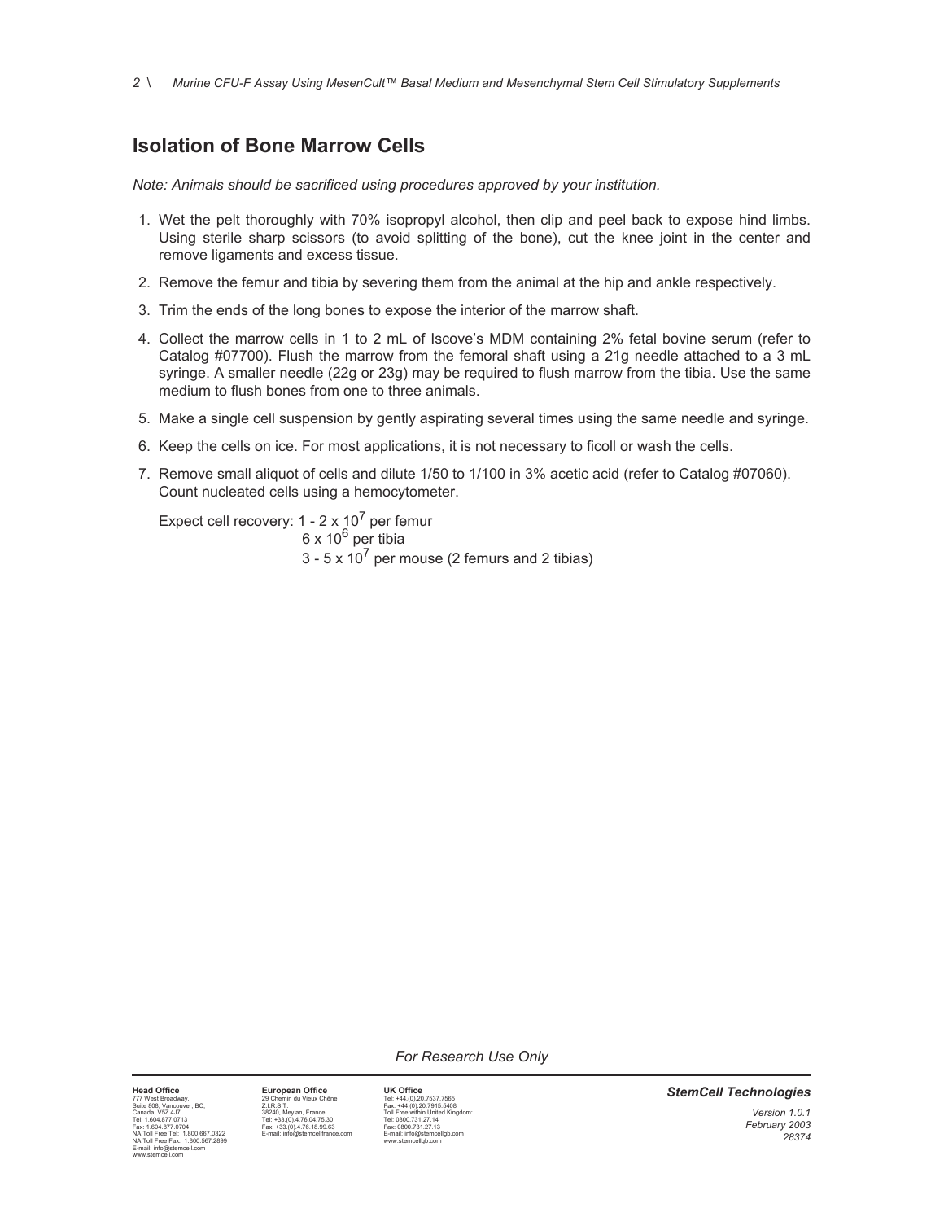## Isolation of Bone Marrow Cells

*Note: Animals should be sacrificed using procedures approved by your institution.*

1. Wet the pelt thoroughly with 70% isopropyl alcohol, then clip and peel back to expose hind limbs. Using sterile sharp scissors (to avoid splitting of the bone), cut the knee joint in the center and remove ligaments and excess tissue.
2. Remove the femur and tibia by severing them from the animal at the hip and ankle respectively.
3. Trim the ends of the long bones to expose the interior of the marrow shaft.
4. Collect the marrow cells in 1 to 2 mL of Iscove's MDM containing 2% fetal bovine serum (refer to Catalog #07700). Flush the marrow from the femoral shaft using a 21g needle attached to a 3 mL syringe. A smaller needle (22g or 23g) may be required to flush marrow from the tibia. Use the same medium to flush bones from one to three animals.
5. Make a single cell suspension by gently aspirating several times using the same needle and syringe.
6. Keep the cells on ice. For most applications, it is not necessary to ficoll or wash the cells.
7. Remove small aliquot of cells and dilute 1/50 to 1/100 in 3% acetic acid (refer to Catalog #07060). Count nucleated cells using a hemocytometer.

   Expect cell recovery: 1 - 2 x $10^7$ per femur
   6 x $10^6$ per tibia
   3 - 5 x $10^7$ per mouse (2 femurs and 2 tibias)

*For Research Use Only*

**Head Office**
777 West Broadway,
Suite 808, Vancouver, BC,
Canada, V5Z 4J7
Tel: 1.604.877.0713
Fax: 1.604.877.0704
NA Toll Free Tel: 1.800.667.0322
NA Toll Free Fax: 1.800.567.2899
E-mail: info@stemcell.com
www.stemcell.com

**European Office**
29 Chemin du Vieux Chêne
Z.I.R.S.T.
38240, Meylan, France
Tel: +33.(0).4.76.04.75.30
Fax: +33.(0).4.76.18.99.63
E-mail: info@stemcellfrance.com

**UK Office**
Tel: +44.(0).20.7537.7565
Fax: +44.(0).20.7915.5408
Toll Free within United Kingdom:
Tel: 0800.731.27.14
Fax: 0800.731.27.13
E-mail: info@stemcellgb.com
www.stemcellgb.com

***StemCell Technologies***

*Version 1.0.1*
*February 2003*
*28374*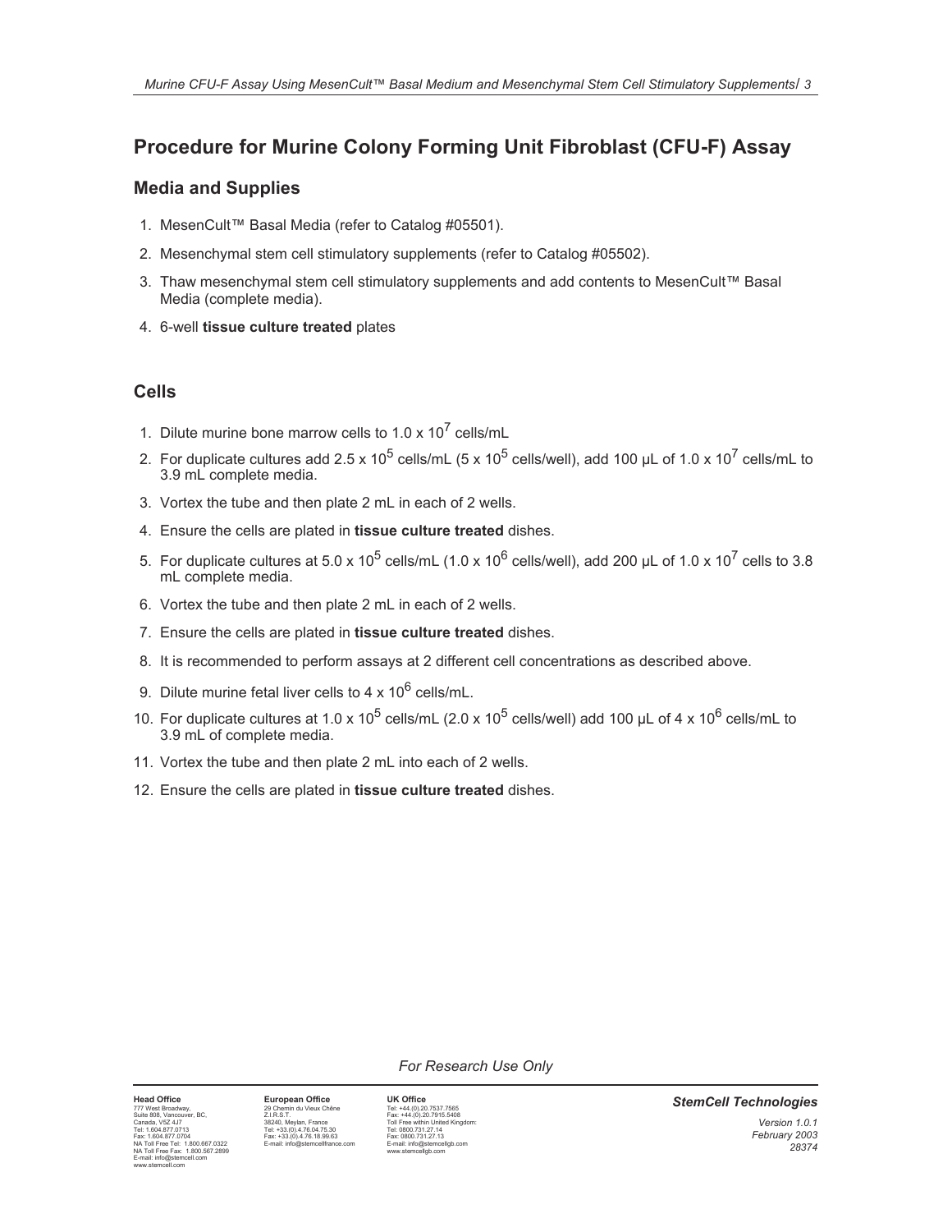# Procedure for Murine Colony Forming Unit Fibroblast (CFU-F) Assay

## Media and Supplies

1. MesenCult™ Basal Media (refer to Catalog #05501).
2. Mesenchymal stem cell stimulatory supplements (refer to Catalog #05502).
3. Thaw mesenchymal stem cell stimulatory supplements and add contents to MesenCult™ Basal Media (complete media).
4. 6-well **tissue culture treated** plates

## Cells

1. Dilute murine bone marrow cells to $1.0 \times 10^7$ cells/mL
2. For duplicate cultures add $2.5 \times 10^5$ cells/mL ($5 \times 10^5$ cells/well), add 100 µL of $1.0 \times 10^7$ cells/mL to 3.9 mL complete media.
3. Vortex the tube and then plate 2 mL in each of 2 wells.
4. Ensure the cells are plated in **tissue culture treated** dishes.
5. For duplicate cultures at $5.0 \times 10^5$ cells/mL ($1.0 \times 10^6$ cells/well), add 200 µL of $1.0 \times 10^7$ cells to 3.8 mL complete media.
6. Vortex the tube and then plate 2 mL in each of 2 wells.
7. Ensure the cells are plated in **tissue culture treated** dishes.
8. It is recommended to perform assays at 2 different cell concentrations as described above.
9. Dilute murine fetal liver cells to $4 \times 10^6$ cells/mL.
10. For duplicate cultures at $1.0 \times 10^5$ cells/mL ($2.0 \times 10^5$ cells/well) add 100 µL of $4 \times 10^6$ cells/mL to 3.9 mL of complete media.
11. Vortex the tube and then plate 2 mL into each of 2 wells.
12. Ensure the cells are plated in **tissue culture treated** dishes.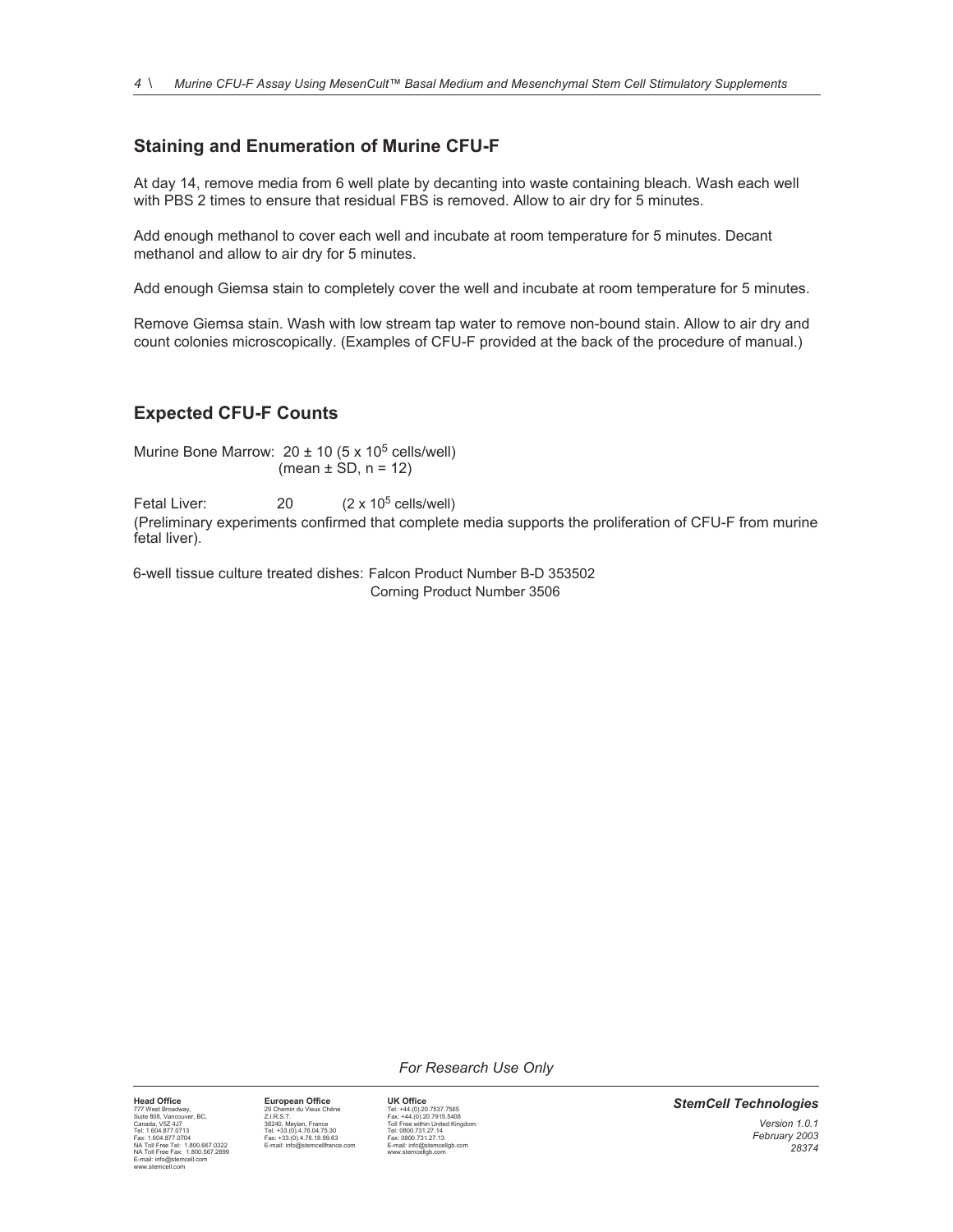## Staining and Enumeration of Murine CFU-F

At day 14, remove media from 6 well plate by decanting into waste containing bleach. Wash each well with PBS 2 times to ensure that residual FBS is removed. Allow to air dry for 5 minutes.

Add enough methanol to cover each well and incubate at room temperature for 5 minutes. Decant methanol and allow to air dry for 5 minutes.

Add enough Giemsa stain to completely cover the well and incubate at room temperature for 5 minutes.

Remove Giemsa stain. Wash with low stream tap water to remove non-bound stain. Allow to air dry and count colonies microscopically. (Examples of CFU-F provided at the back of the procedure of manual.)

## Expected CFU-F Counts

Murine Bone Marrow: 20 ± 10 ($5 \times 10^5$ cells/well)
(mean ± SD, n = 12)

Fetal Liver: 20 ($2 \times 10^5$ cells/well)
(Preliminary experiments confirmed that complete media supports the proliferation of CFU-F from murine fetal liver).

6-well tissue culture treated dishes: Falcon Product Number B-D 353502
Corning Product Number 3506

*For Research Use Only*

**Head Office**
777 West Broadway,
Suite 808, Vancouver, BC,
Canada, V5Z 4J7
Tel: 1.604.877.0713
Fax: 1.604.877.0704
NA Toll Free Tel: 1.800.667.0322
NA Toll Free Fax: 1.800.567.2899
E-mail: info@stemcell.com
www.stemcell.com

**European Office**
29 Chemin du Vieux Chêne
Z.I.R.S.T.
38240, Meylan, France
Tel: +33.(0).4.76.04.75.30
Fax: +33.(0).4.76.18.99.63
E-mail: info@stemcellfrance.com

**UK Office**
Tel: +44.(0).20.7537.7565
Fax: +44.(0).20.7915.5408
Toll Free within United Kingdom:
Tel: 0800.731.27.14
Fax: 0800.731.27.13
E-mail: info@stemcellgb.com
www.stemcellgb.com

***StemCell Technologies***

*Version 1.0.1*
*February 2003*
*28374*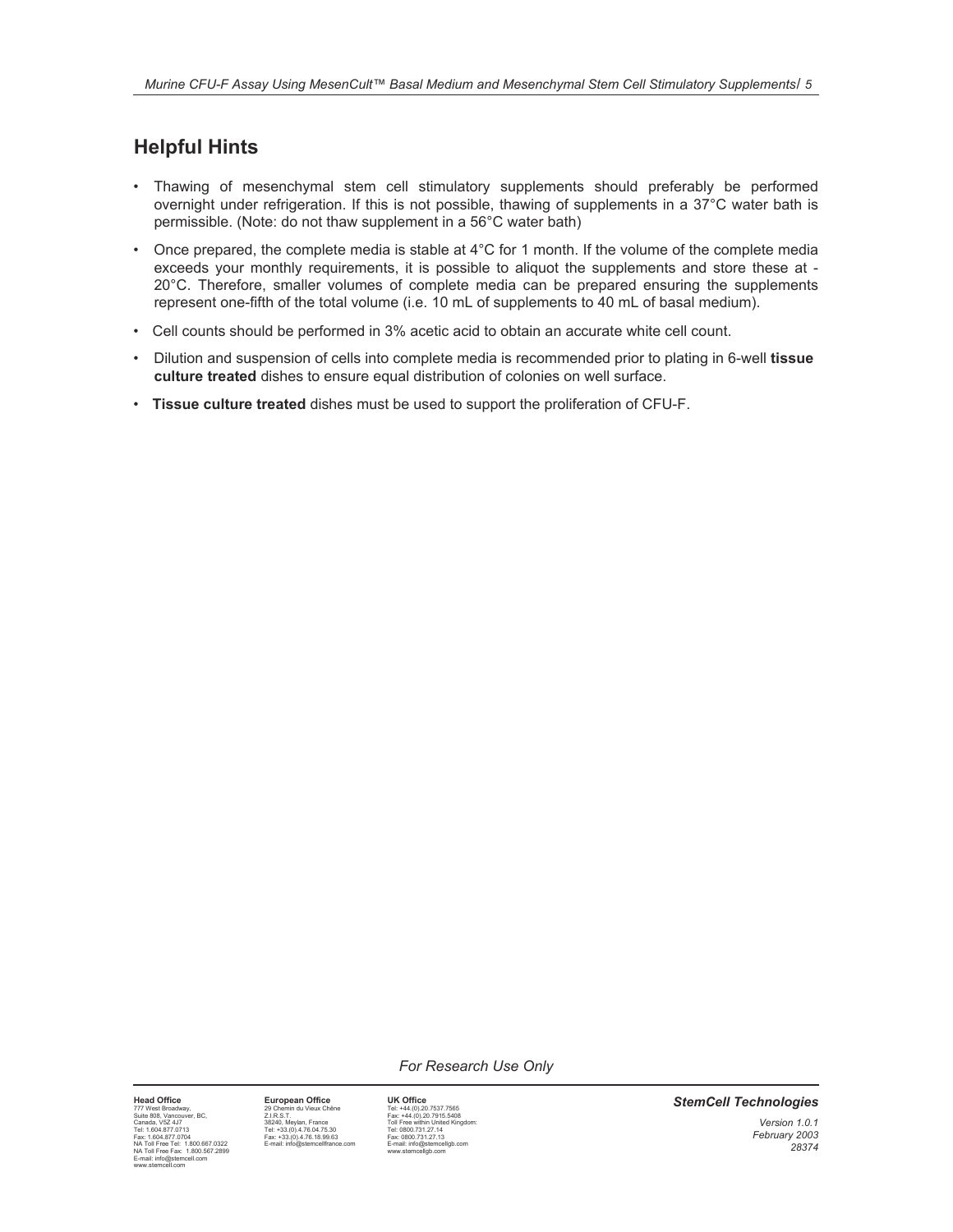## Helpful Hints

- Thawing of mesenchymal stem cell stimulatory supplements should preferably be performed overnight under refrigeration. If this is not possible, thawing of supplements in a 37°C water bath is permissible. (Note: do not thaw supplement in a 56°C water bath)
- Once prepared, the complete media is stable at 4°C for 1 month. If the volume of the complete media exceeds your monthly requirements, it is possible to aliquot the supplements and store these at -20°C. Therefore, smaller volumes of complete media can be prepared ensuring the supplements represent one-fifth of the total volume (i.e. 10 mL of supplements to 40 mL of basal medium).
- Cell counts should be performed in 3% acetic acid to obtain an accurate white cell count.
- Dilution and suspension of cells into complete media is recommended prior to plating in 6-well **tissue culture treated** dishes to ensure equal distribution of colonies on well surface.
- **Tissue culture treated** dishes must be used to support the proliferation of CFU-F.

*For Research Use Only*

**Head Office**
777 West Broadway,
Suite 808, Vancouver, BC,
Canada, V5Z 4J7
Tel: 1.604.877.0713
Fax: 1.604.877.0704
NA Toll Free Tel: 1.800.667.0322
NA Toll Free Fax: 1.800.567.2899
E-mail: info@stemcell.com
www.stemcell.com

**European Office**
29 Chemin du Vieux Chêne
Z.I.R.S.T.
38240, Meylan, France
Tel: +33.(0).4.76.04.75.30
Fax: +33.(0).4.76.18.99.63
E-mail: info@stemcellfrance.com

**UK Office**
Tel: +44.(0).20.7537.7565
Fax: +44.(0).20.7915.5408
Toll Free within United Kingdom:
Tel: 0800.731.27.14
Fax: 0800.731.27.13
E-mail: info@stemcellgb.com
www.stemcellgb.com

***StemCell Technologies***

*Version 1.0.1*
*February 2003*
*28374*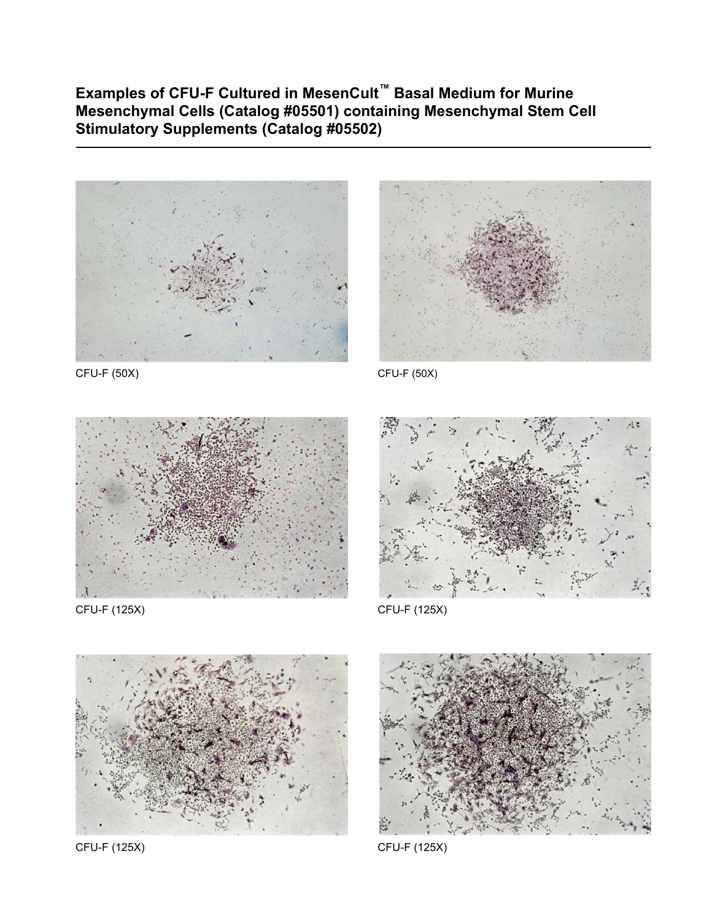# Examples of CFU-F Cultured in MesenCult™ Basal Medium for Murine Mesenchymal Cells (Catalog #05501) containing Mesenchymal Stem Cell Stimulatory Supplements (Catalog #05502)

CFU-F (50X)

CFU-F (50X)

CFU-F (125X)

CFU-F (125X)

CFU-F (125X)

CFU-F (125X)